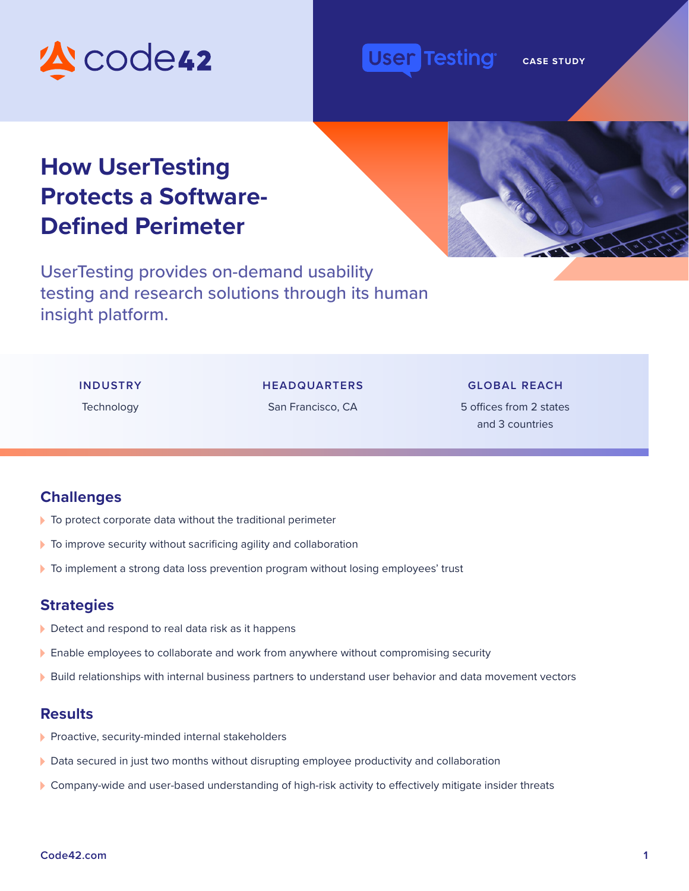code42

UserTesting

CASE STUDY

# How UserTesting Protects a Software-Defined Perimeter

UserTesting provides on-demand usability testing and research solutions through its human insight platform.

| INDUSTRY | HEADQUARTERS | GLOBAL REACH |
| --- | --- | --- |
| Technology | San Francisco, CA | 5 offices from 2 states and 3 countries |

## Challenges

- To protect corporate data without the traditional perimeter
- To improve security without sacrificing agility and collaboration
- To implement a strong data loss prevention program without losing employees' trust

## Strategies

- Detect and respond to real data risk as it happens
- Enable employees to collaborate and work from anywhere without compromising security
- Build relationships with internal business partners to understand user behavior and data movement vectors

## Results

- Proactive, security-minded internal stakeholders
- Data secured in just two months without disrupting employee productivity and collaboration
- Company-wide and user-based understanding of high-risk activity to effectively mitigate insider threats

Code42.com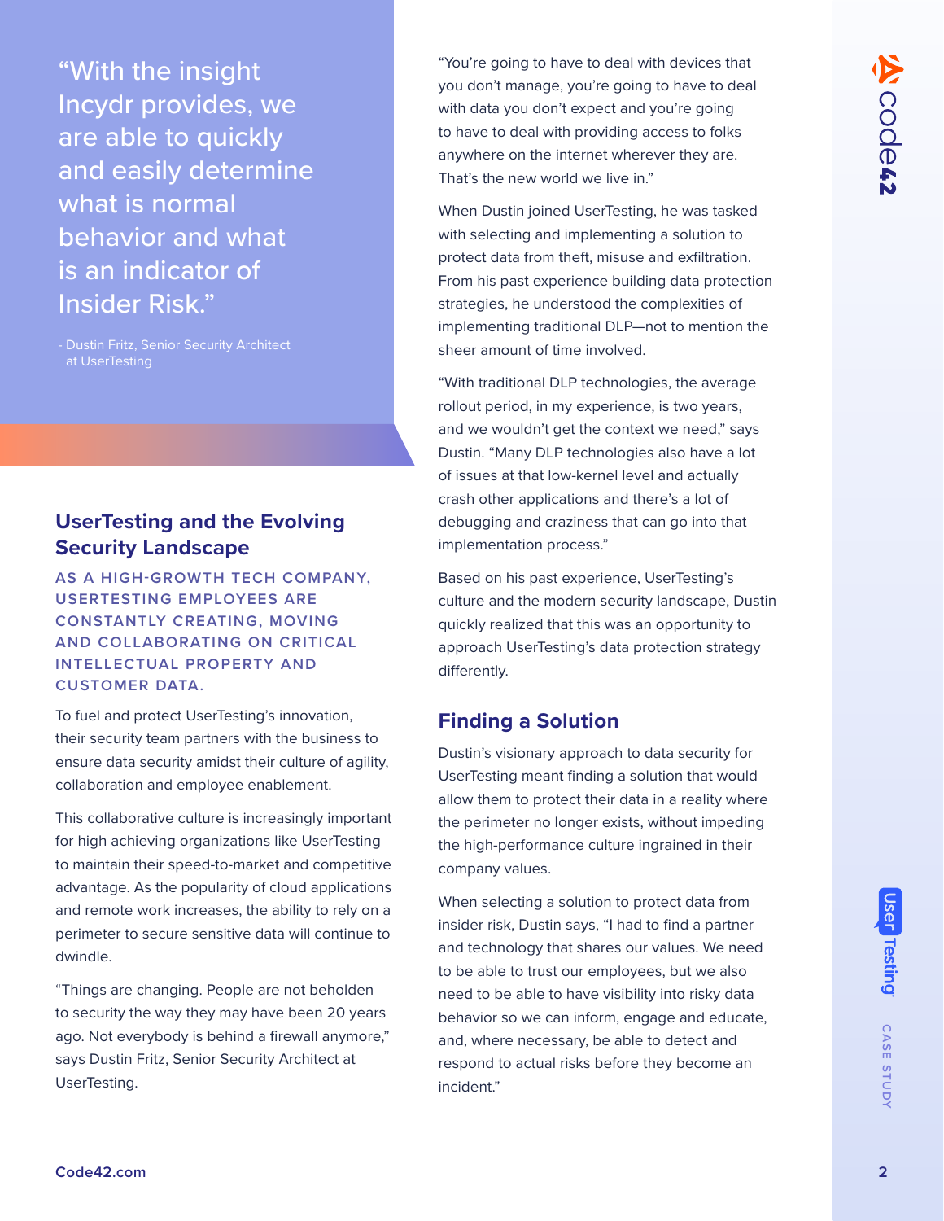> "With the insight Incydr provides, we are able to quickly and easily determine what is normal behavior and what is an indicator of Insider Risk."
>
> - Dustin Fritz, Senior Security Architect at UserTesting

## UserTesting and the Evolving Security Landscape

**AS A HIGH-GROWTH TECH COMPANY, USERTESTING EMPLOYEES ARE CONSTANTLY CREATING, MOVING AND COLLABORATING ON CRITICAL INTELLECTUAL PROPERTY AND CUSTOMER DATA.**

To fuel and protect UserTesting's innovation, their security team partners with the business to ensure data security amidst their culture of agility, collaboration and employee enablement.

This collaborative culture is increasingly important for high achieving organizations like UserTesting to maintain their speed-to-market and competitive advantage. As the popularity of cloud applications and remote work increases, the ability to rely on a perimeter to secure sensitive data will continue to dwindle.

"Things are changing. People are not beholden to security the way they may have been 20 years ago. Not everybody is behind a firewall anymore," says Dustin Fritz, Senior Security Architect at UserTesting.

"You're going to have to deal with devices that you don't manage, you're going to have to deal with data you don't expect and you're going to have to deal with providing access to folks anywhere on the internet wherever they are. That's the new world we live in."

When Dustin joined UserTesting, he was tasked with selecting and implementing a solution to protect data from theft, misuse and exfiltration. From his past experience building data protection strategies, he understood the complexities of implementing traditional DLP—not to mention the sheer amount of time involved.

"With traditional DLP technologies, the average rollout period, in my experience, is two years, and we wouldn't get the context we need," says Dustin. "Many DLP technologies also have a lot of issues at that low-kernel level and actually crash other applications and there's a lot of debugging and craziness that can go into that implementation process."

Based on his past experience, UserTesting's culture and the modern security landscape, Dustin quickly realized that this was an opportunity to approach UserTesting's data protection strategy differently.

## Finding a Solution

Dustin's visionary approach to data security for UserTesting meant finding a solution that would allow them to protect their data in a reality where the perimeter no longer exists, without impeding the high-performance culture ingrained in their company values.

When selecting a solution to protect data from insider risk, Dustin says, "I had to find a partner and technology that shares our values. We need to be able to trust our employees, but we also need to be able to have visibility into risky data behavior so we can inform, engage and educate, and, where necessary, be able to detect and respond to actual risks before they become an incident."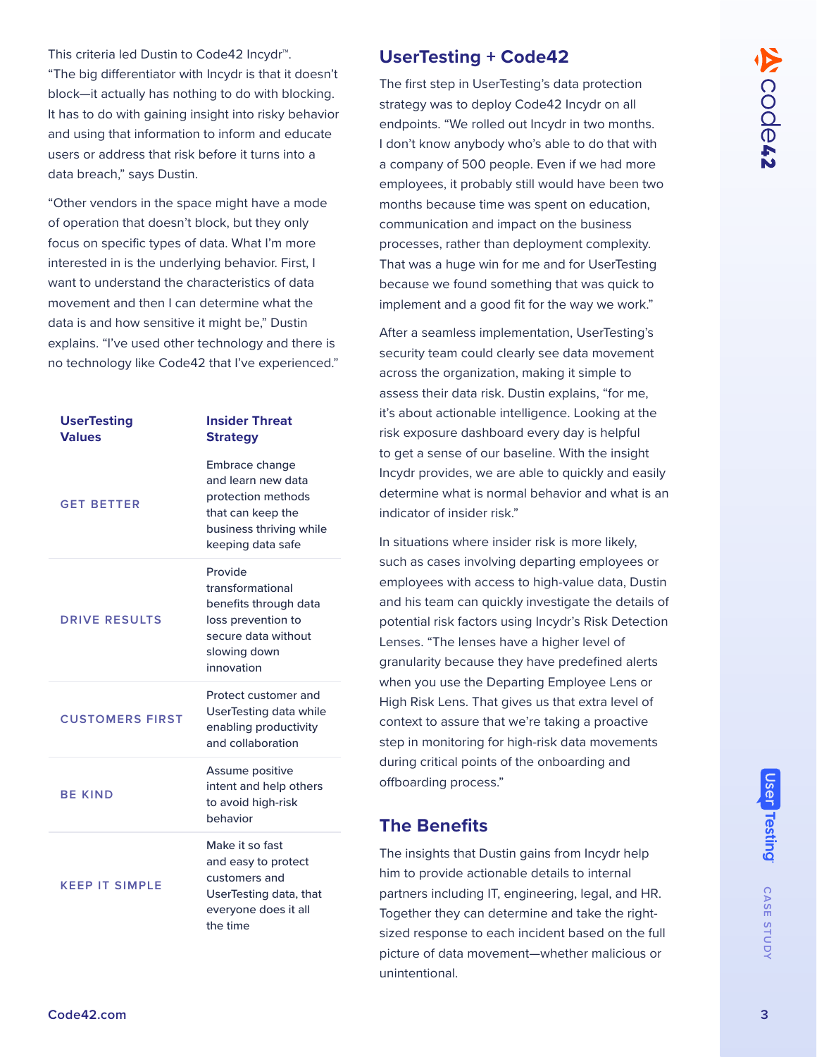This criteria led Dustin to Code42 Incydr™. "The big differentiator with Incydr is that it doesn't block—it actually has nothing to do with blocking. It has to do with gaining insight into risky behavior and using that information to inform and educate users or address that risk before it turns into a data breach," says Dustin.

"Other vendors in the space might have a mode of operation that doesn't block, but they only focus on specific types of data. What I'm more interested in is the underlying behavior. First, I want to understand the characteristics of data movement and then I can determine what the data is and how sensitive it might be," Dustin explains. "I've used other technology and there is no technology like Code42 that I've experienced."

| UserTesting Values | Insider Threat Strategy |
| --- | --- |
| GET BETTER | Embrace change and learn new data protection methods that can keep the business thriving while keeping data safe |
| DRIVE RESULTS | Provide transformational benefits through data loss prevention to secure data without slowing down innovation |
| CUSTOMERS FIRST | Protect customer and UserTesting data while enabling productivity and collaboration |
| BE KIND | Assume positive intent and help others to avoid high-risk behavior |
| KEEP IT SIMPLE | Make it so fast and easy to protect customers and UserTesting data, that everyone does it all the time |

## UserTesting + Code42

The first step in UserTesting's data protection strategy was to deploy Code42 Incydr on all endpoints. "We rolled out Incydr in two months. I don't know anybody who's able to do that with a company of 500 people. Even if we had more employees, it probably still would have been two months because time was spent on education, communication and impact on the business processes, rather than deployment complexity. That was a huge win for me and for UserTesting because we found something that was quick to implement and a good fit for the way we work."

After a seamless implementation, UserTesting's security team could clearly see data movement across the organization, making it simple to assess their data risk. Dustin explains, "for me, it's about actionable intelligence. Looking at the risk exposure dashboard every day is helpful to get a sense of our baseline. With the insight Incydr provides, we are able to quickly and easily determine what is normal behavior and what is an indicator of insider risk."

In situations where insider risk is more likely, such as cases involving departing employees or employees with access to high-value data, Dustin and his team can quickly investigate the details of potential risk factors using Incydr's Risk Detection Lenses. "The lenses have a higher level of granularity because they have predefined alerts when you use the Departing Employee Lens or High Risk Lens. That gives us that extra level of context to assure that we're taking a proactive step in monitoring for high-risk data movements during critical points of the onboarding and offboarding process."

## The Benefits

The insights that Dustin gains from Incydr help him to provide actionable details to internal partners including IT, engineering, legal, and HR. Together they can determine and take the right-sized response to each incident based on the full picture of data movement—whether malicious or unintentional.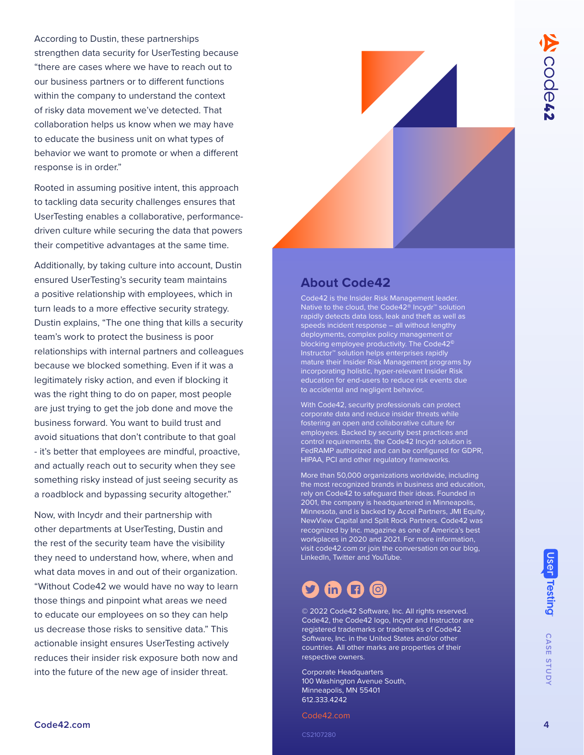According to Dustin, these partnerships strengthen data security for UserTesting because "there are cases where we have to reach out to our business partners or to different functions within the company to understand the context of risky data movement we've detected. That collaboration helps us know when we may have to educate the business unit on what types of behavior we want to promote or when a different response is in order."

Rooted in assuming positive intent, this approach to tackling data security challenges ensures that UserTesting enables a collaborative, performance-driven culture while securing the data that powers their competitive advantages at the same time.

Additionally, by taking culture into account, Dustin ensured UserTesting's security team maintains a positive relationship with employees, which in turn leads to a more effective security strategy. Dustin explains, "The one thing that kills a security team's work to protect the business is poor relationships with internal partners and colleagues because we blocked something. Even if it was a legitimately risky action, and even if blocking it was the right thing to do on paper, most people are just trying to get the job done and move the business forward. You want to build trust and avoid situations that don't contribute to that goal - it's better that employees are mindful, proactive, and actually reach out to security when they see something risky instead of just seeing security as a roadblock and bypassing security altogether."

Now, with Incydr and their partnership with other departments at UserTesting, Dustin and the rest of the security team have the visibility they need to understand how, where, when and what data moves in and out of their organization. "Without Code42 we would have no way to learn those things and pinpoint what areas we need to educate our employees on so they can help us decrease those risks to sensitive data." This actionable insight ensures UserTesting actively reduces their insider risk exposure both now and into the future of the new age of insider threat.

## About Code42

Code42 is the Insider Risk Management leader. Native to the cloud, the Code42® Incydr™ solution rapidly detects data loss, leak and theft as well as speeds incident response – all without lengthy deployments, complex policy management or blocking employee productivity. The Code42© Instructor™ solution helps enterprises rapidly mature their Insider Risk Management programs by incorporating holistic, hyper-relevant Insider Risk education for end-users to reduce risk events due to accidental and negligent behavior.

With Code42, security professionals can protect corporate data and reduce insider threats while fostering an open and collaborative culture for employees. Backed by security best practices and control requirements, the Code42 Incydr solution is FedRAMP authorized and can be configured for GDPR, HIPAA, PCI and other regulatory frameworks.

More than 50,000 organizations worldwide, including the most recognized brands in business and education, rely on Code42 to safeguard their ideas. Founded in 2001, the company is headquartered in Minneapolis, Minnesota, and is backed by Accel Partners, JMI Equity, NewView Capital and Split Rock Partners. Code42 was recognized by Inc. magazine as one of America's best workplaces in 2020 and 2021. For more information, visit code42.com or join the conversation on our blog, LinkedIn, Twitter and YouTube.

© 2022 Code42 Software, Inc. All rights reserved. Code42, the Code42 logo, Incydr and Instructor are registered trademarks or trademarks of Code42 Software, Inc. in the United States and/or other countries. All other marks are properties of their respective owners.

Corporate Headquarters
100 Washington Avenue South,
Minneapolis, MN 55401
612.333.4242

Code42.com

CS2107280